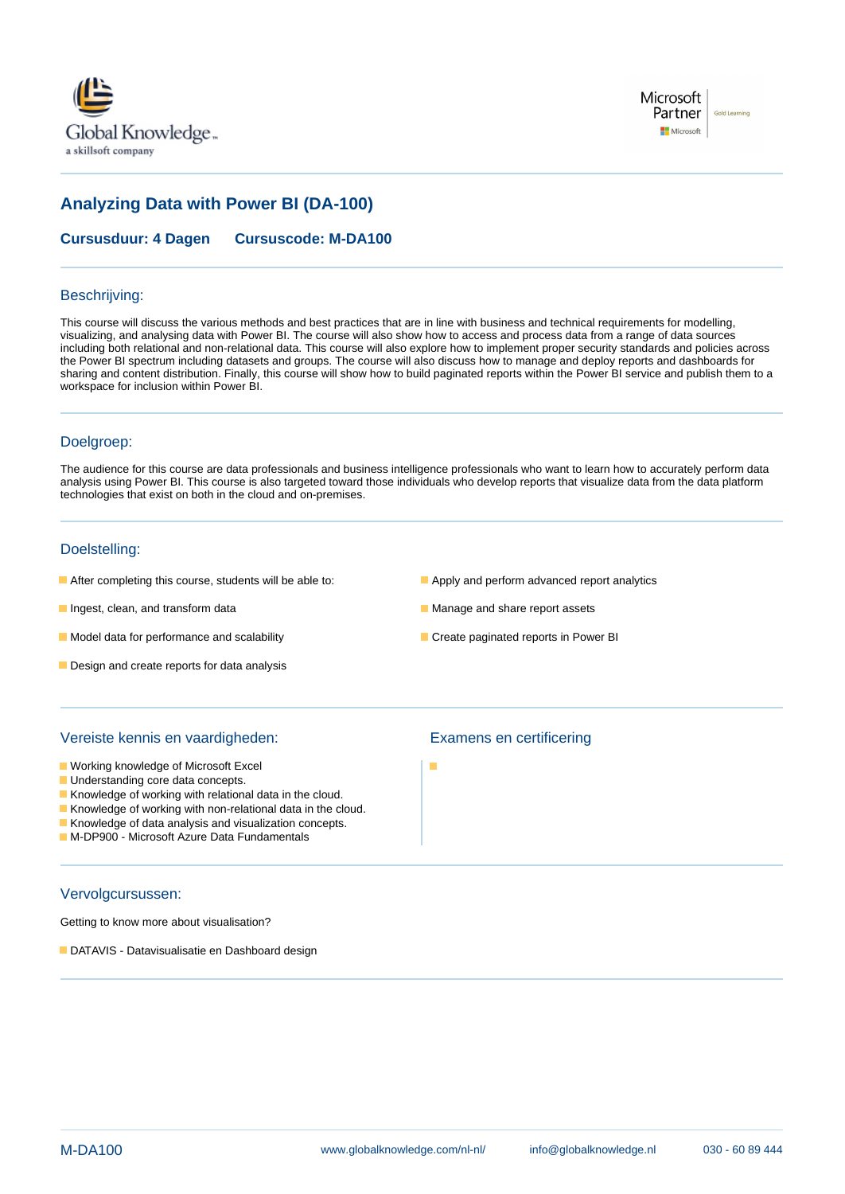# Analyzing Data with Power BI (DA-100)

**Cursusduur: 4 Dagen** **Cursuscode: M-DA100**

## Beschrijving:

This course will discuss the various methods and best practices that are in line with business and technical requirements for modelling, visualizing, and analysing data with Power BI. The course will also show how to access and process data from a range of data sources including both relational and non-relational data. This course will also explore how to implement proper security standards and policies across the Power BI spectrum including datasets and groups. The course will also discuss how to manage and deploy reports and dashboards for sharing and content distribution. Finally, this course will show how to build paginated reports within the Power BI service and publish them to a workspace for inclusion within Power BI.

## Doelgroep:

The audience for this course are data professionals and business intelligence professionals who want to learn how to accurately perform data analysis using Power BI. This course is also targeted toward those individuals who develop reports that visualize data from the data platform technologies that exist on both in the cloud and on-premises.

## Doelstelling:

- After completing this course, students will be able to:
- Ingest, clean, and transform data
- Model data for performance and scalability
- Design and create reports for data analysis
- Apply and perform advanced report analytics
- Manage and share report assets
- Create paginated reports in Power BI

## Vereiste kennis en vaardigheden:

- Working knowledge of Microsoft Excel
- Understanding core data concepts.
- Knowledge of working with relational data in the cloud.
- Knowledge of working with non-relational data in the cloud.
- Knowledge of data analysis and visualization concepts.
- M-DP900 - Microsoft Azure Data Fundamentals

## Examens en certificering

## Vervolgcursussen:

Getting to know more about visualisation?

- DATAVIS - Datavisualisatie en Dashboard design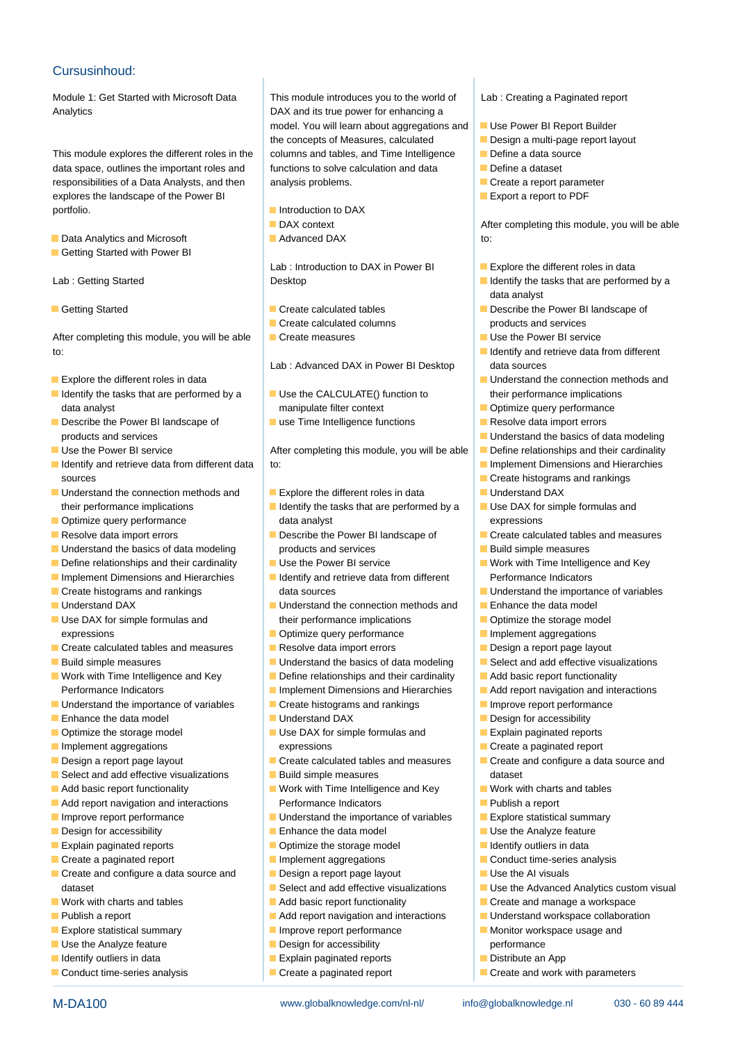## Cursusinhoud:

Module 1: Get Started with Microsoft Data Analytics

This module explores the different roles in the data space, outlines the important roles and responsibilities of a Data Analysts, and then explores the landscape of the Power BI portfolio.

- Data Analytics and Microsoft
- Getting Started with Power BI

Lab : Getting Started

- Getting Started

After completing this module, you will be able to:

- Explore the different roles in data
- Identify the tasks that are performed by a data analyst
- Describe the Power BI landscape of products and services
- Use the Power BI service
- Identify and retrieve data from different data sources
- Understand the connection methods and their performance implications
- Optimize query performance
- Resolve data import errors
- Understand the basics of data modeling
- Define relationships and their cardinality
- Implement Dimensions and Hierarchies
- Create histograms and rankings
- Understand DAX
- Use DAX for simple formulas and expressions
- Create calculated tables and measures
- Build simple measures
- Work with Time Intelligence and Key Performance Indicators
- Understand the importance of variables
- Enhance the data model
- Optimize the storage model
- Implement aggregations
- Design a report page layout
- Select and add effective visualizations
- Add basic report functionality
- Add report navigation and interactions
- Improve report performance
- Design for accessibility
- Explain paginated reports
- Create a paginated report
- Create and configure a data source and dataset
- Work with charts and tables
- Publish a report
- Explore statistical summary
- Use the Analyze feature
- Identify outliers in data
- Conduct time-series analysis

This module introduces you to the world of DAX and its true power for enhancing a model. You will learn about aggregations and the concepts of Measures, calculated columns and tables, and Time Intelligence functions to solve calculation and data analysis problems.

- Introduction to DAX
- DAX context
- Advanced DAX

Lab : Introduction to DAX in Power BI Desktop

- Create calculated tables
- Create calculated columns
- Create measures

Lab : Advanced DAX in Power BI Desktop

- Use the CALCULATE() function to manipulate filter context
- use Time Intelligence functions

After completing this module, you will be able to:

- Explore the different roles in data
- Identify the tasks that are performed by a data analyst
- Describe the Power BI landscape of products and services
- Use the Power BI service
- Identify and retrieve data from different data sources
- Understand the connection methods and their performance implications
- Optimize query performance
- Resolve data import errors
- Understand the basics of data modeling
- Define relationships and their cardinality
- Implement Dimensions and Hierarchies
- Create histograms and rankings
- Understand DAX
- Use DAX for simple formulas and expressions
- Create calculated tables and measures
- Build simple measures
- Work with Time Intelligence and Key Performance Indicators
- Understand the importance of variables
- Enhance the data model
- Optimize the storage model
- Implement aggregations
- Design a report page layout
- Select and add effective visualizations
- Add basic report functionality
- Add report navigation and interactions
- Improve report performance
- Design for accessibility
- Explain paginated reports
- Create a paginated report

Lab : Creating a Paginated report

- Use Power BI Report Builder
- Design a multi-page report layout
- Define a data source
- Define a dataset
- Create a report parameter
- Export a report to PDF

After completing this module, you will be able to:

- Explore the different roles in data
- Identify the tasks that are performed by a data analyst
- Describe the Power BI landscape of products and services
- Use the Power BI service
- Identify and retrieve data from different data sources
- Understand the connection methods and their performance implications
- Optimize query performance
- Resolve data import errors
- Understand the basics of data modeling
- Define relationships and their cardinality
- Implement Dimensions and Hierarchies
- Create histograms and rankings
- Understand DAX
- Use DAX for simple formulas and expressions
- Create calculated tables and measures
- Build simple measures
- Work with Time Intelligence and Key Performance Indicators
- Understand the importance of variables
- Enhance the data model
- Optimize the storage model
- Implement aggregations
- Design a report page layout
- Select and add effective visualizations
- Add basic report functionality
- Add report navigation and interactions
- Improve report performance
- Design for accessibility
- Explain paginated reports
- Create a paginated report
- Create and configure a data source and dataset
- Work with charts and tables
- Publish a report
- Explore statistical summary
- Use the Analyze feature
- Identify outliers in data
- Conduct time-series analysis
- Use the AI visuals
- Use the Advanced Analytics custom visual
- Create and manage a workspace
- Understand workspace collaboration
- Monitor workspace usage and performance
- Distribute an App
- Create and work with parameters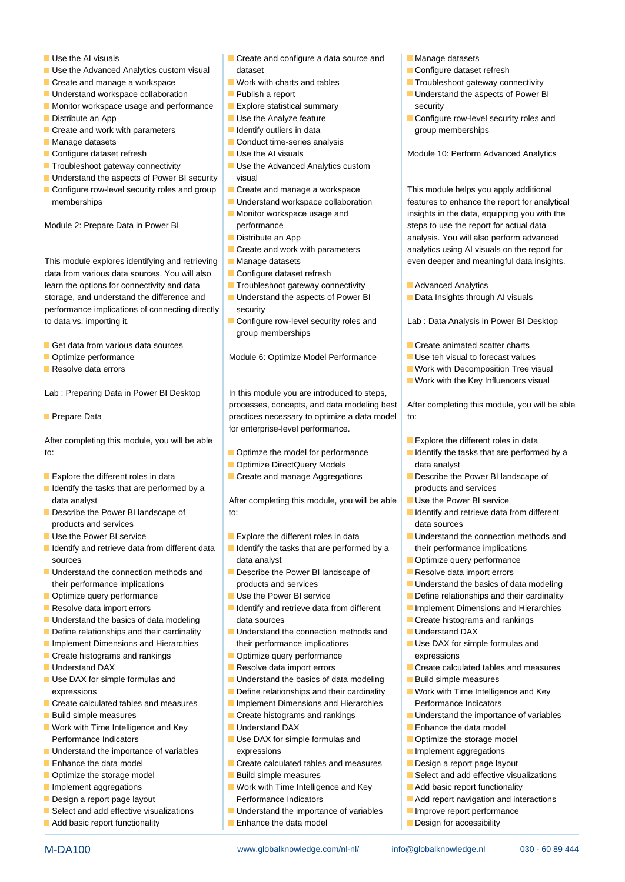- Use the AI visuals
- Use the Advanced Analytics custom visual
- Create and manage a workspace
- Understand workspace collaboration
- Monitor workspace usage and performance
- Distribute an App
- Create and work with parameters
- Manage datasets
- Configure dataset refresh
- Troubleshoot gateway connectivity
- Understand the aspects of Power BI security
- Configure row-level security roles and group memberships

Module 2: Prepare Data in Power BI

This module explores identifying and retrieving data from various data sources. You will also learn the options for connectivity and data storage, and understand the difference and performance implications of connecting directly to data vs. importing it.

- Get data from various data sources
- Optimize performance
- Resolve data errors

Lab : Preparing Data in Power BI Desktop

- Prepare Data

After completing this module, you will be able to:

- Explore the different roles in data
- Identify the tasks that are performed by a data analyst
- Describe the Power BI landscape of products and services
- Use the Power BI service
- Identify and retrieve data from different data sources
- Understand the connection methods and their performance implications
- Optimize query performance
- Resolve data import errors
- Understand the basics of data modeling
- Define relationships and their cardinality
- Implement Dimensions and Hierarchies
- Create histograms and rankings
- Understand DAX
- Use DAX for simple formulas and expressions
- Create calculated tables and measures
- Build simple measures
- Work with Time Intelligence and Key Performance Indicators
- Understand the importance of variables
- Enhance the data model
- Optimize the storage model
- Implement aggregations
- Design a report page layout
- Select and add effective visualizations
- Add basic report functionality

- Create and configure a data source and dataset
- Work with charts and tables
- Publish a report
- Explore statistical summary
- Use the Analyze feature
- Identify outliers in data
- Conduct time-series analysis
- Use the AI visuals
- Use the Advanced Analytics custom visual
- Create and manage a workspace
- Understand workspace collaboration
- Monitor workspace usage and performance
- Distribute an App
- Create and work with parameters
- Manage datasets
- Configure dataset refresh
- Troubleshoot gateway connectivity
- Understand the aspects of Power BI security
- Configure row-level security roles and group memberships

Module 6: Optimize Model Performance

In this module you are introduced to steps, processes, concepts, and data modeling best practices necessary to optimize a data model for enterprise-level performance.

- Optimze the model for performance
- Optimize DirectQuery Models
- Create and manage Aggregations

After completing this module, you will be able to:

- Explore the different roles in data
- Identify the tasks that are performed by a data analyst
- Describe the Power BI landscape of products and services
- Use the Power BI service
- Identify and retrieve data from different data sources
- Understand the connection methods and their performance implications
- Optimize query performance
- Resolve data import errors
- Understand the basics of data modeling
- Define relationships and their cardinality
- Implement Dimensions and Hierarchies
- Create histograms and rankings
- Understand DAX
- Use DAX for simple formulas and expressions
- Create calculated tables and measures
- Build simple measures
- Work with Time Intelligence and Key Performance Indicators
- Understand the importance of variables
- Enhance the data model

- Manage datasets
- Configure dataset refresh
- Troubleshoot gateway connectivity
- Understand the aspects of Power BI security
- Configure row-level security roles and group memberships

Module 10: Perform Advanced Analytics

This module helps you apply additional features to enhance the report for analytical insights in the data, equipping you with the steps to use the report for actual data analysis. You will also perform advanced analytics using AI visuals on the report for even deeper and meaningful data insights.

- Advanced Analytics
- Data Insights through AI visuals

Lab : Data Analysis in Power BI Desktop

- Create animated scatter charts
- Use teh visual to forecast values
- Work with Decomposition Tree visual
- Work with the Key Influencers visual

After completing this module, you will be able to:

- Explore the different roles in data
- Identify the tasks that are performed by a data analyst
- Describe the Power BI landscape of products and services
- Use the Power BI service
- Identify and retrieve data from different data sources
- Understand the connection methods and their performance implications
- Optimize query performance
- Resolve data import errors
- Understand the basics of data modeling
- Define relationships and their cardinality
- Implement Dimensions and Hierarchies
- Create histograms and rankings
- Understand DAX
- Use DAX for simple formulas and expressions
- Create calculated tables and measures
- Build simple measures
- Work with Time Intelligence and Key Performance Indicators
- Understand the importance of variables
- Enhance the data model
- Optimize the storage model
- Implement aggregations
- Design a report page layout
- Select and add effective visualizations
- Add basic report functionality
- Add report navigation and interactions
- Improve report performance
- Design for accessibility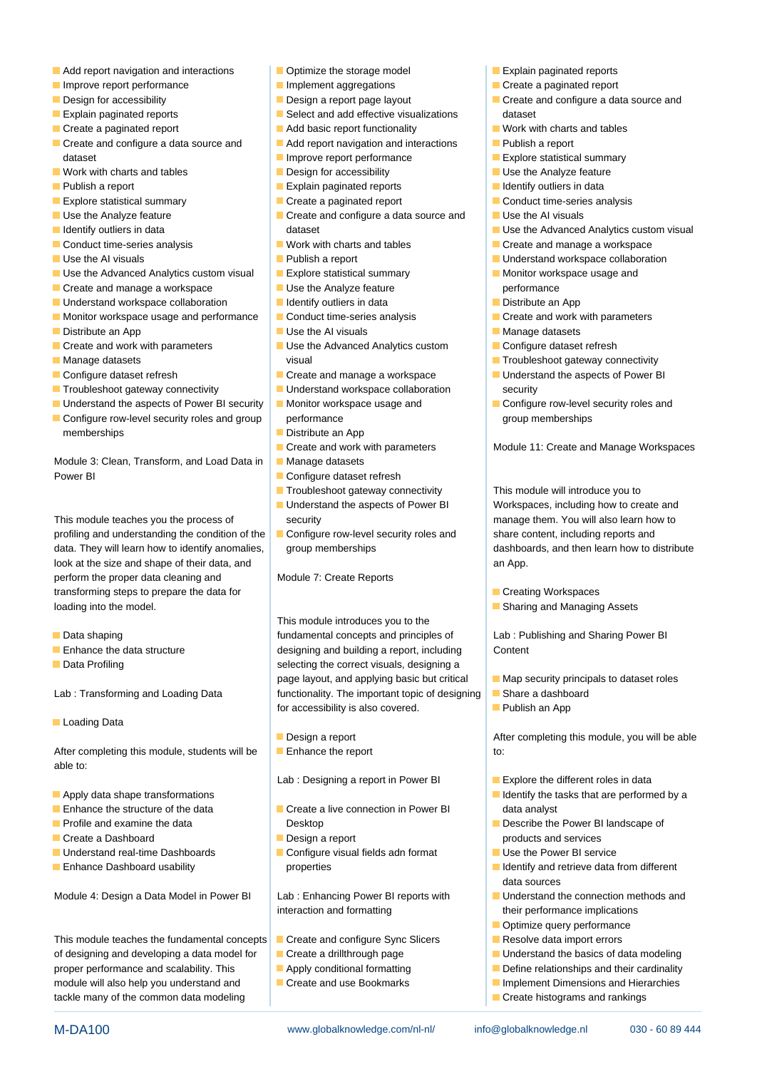- Add report navigation and interactions
- Improve report performance
- Design for accessibility
- Explain paginated reports
- Create a paginated report
- Create and configure a data source and dataset
- Work with charts and tables
- Publish a report
- Explore statistical summary
- Use the Analyze feature
- Identify outliers in data
- Conduct time-series analysis
- Use the AI visuals
- Use the Advanced Analytics custom visual
- Create and manage a workspace
- Understand workspace collaboration
- Monitor workspace usage and performance
- Distribute an App
- Create and work with parameters
- Manage datasets
- Configure dataset refresh
- Troubleshoot gateway connectivity
- Understand the aspects of Power BI security
- Configure row-level security roles and group memberships

Module 3: Clean, Transform, and Load Data in Power BI

This module teaches you the process of profiling and understanding the condition of the data. They will learn how to identify anomalies, look at the size and shape of their data, and perform the proper data cleaning and transforming steps to prepare the data for loading into the model.

- Data shaping
- Enhance the data structure
- Data Profiling

Lab : Transforming and Loading Data

- Loading Data

After completing this module, students will be able to:

- Apply data shape transformations
- Enhance the structure of the data
- Profile and examine the data
- Create a Dashboard
- Understand real-time Dashboards
- Enhance Dashboard usability

Module 4: Design a Data Model in Power BI

This module teaches the fundamental concepts of designing and developing a data model for proper performance and scalability. This module will also help you understand and tackle many of the common data modeling

- Optimize the storage model
- Implement aggregations
- Design a report page layout
- Select and add effective visualizations
- Add basic report functionality
- Add report navigation and interactions
- Improve report performance
- Design for accessibility
- Explain paginated reports
- Create a paginated report
- Create and configure a data source and dataset
- Work with charts and tables
- Publish a report
- Explore statistical summary
- Use the Analyze feature
- Identify outliers in data
- Conduct time-series analysis
- Use the AI visuals
- Use the Advanced Analytics custom visual
- Create and manage a workspace
- Understand workspace collaboration
- Monitor workspace usage and performance
- Distribute an App
- Create and work with parameters
- Manage datasets
- Configure dataset refresh
- Troubleshoot gateway connectivity
- Understand the aspects of Power BI security
- Configure row-level security roles and group memberships

Module 7: Create Reports

This module introduces you to the fundamental concepts and principles of designing and building a report, including selecting the correct visuals, designing a page layout, and applying basic but critical functionality. The important topic of designing for accessibility is also covered.

- Design a report
- Enhance the report

Lab : Designing a report in Power BI

- Create a live connection in Power BI Desktop
- Design a report
- Configure visual fields adn format properties

Lab : Enhancing Power BI reports with interaction and formatting

- Create and configure Sync Slicers
- Create a drillthrough page
- Apply conditional formatting
- Create and use Bookmarks

- Explain paginated reports
- Create a paginated report
- Create and configure a data source and dataset
- Work with charts and tables
- Publish a report
- Explore statistical summary
- Use the Analyze feature
- Identify outliers in data
- Conduct time-series analysis
- Use the AI visuals
- Use the Advanced Analytics custom visual
- Create and manage a workspace
- Understand workspace collaboration
- Monitor workspace usage and performance
- Distribute an App
- Create and work with parameters
- Manage datasets
- Configure dataset refresh
- Troubleshoot gateway connectivity
- Understand the aspects of Power BI security
- Configure row-level security roles and group memberships

Module 11: Create and Manage Workspaces

This module will introduce you to Workspaces, including how to create and manage them. You will also learn how to share content, including reports and dashboards, and then learn how to distribute an App.

- Creating Workspaces
- Sharing and Managing Assets

Lab : Publishing and Sharing Power BI Content

- Map security principals to dataset roles
- Share a dashboard
- Publish an App

After completing this module, you will be able to:

- Explore the different roles in data
- Identify the tasks that are performed by a data analyst
- Describe the Power BI landscape of products and services
- Use the Power BI service
- Identify and retrieve data from different data sources
- Understand the connection methods and their performance implications
- Optimize query performance
- Resolve data import errors
- Understand the basics of data modeling
- Define relationships and their cardinality
- Implement Dimensions and Hierarchies
- Create histograms and rankings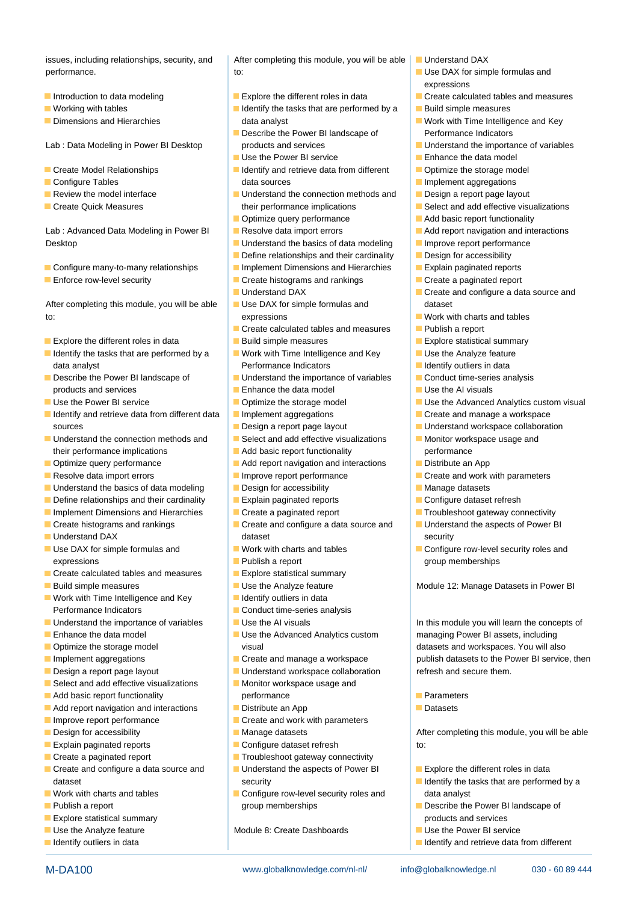issues, including relationships, security, and performance.

- Introduction to data modeling
- Working with tables
- Dimensions and Hierarchies

Lab : Data Modeling in Power BI Desktop

- Create Model Relationships
- Configure Tables
- Review the model interface
- Create Quick Measures

Lab : Advanced Data Modeling in Power BI Desktop

- Configure many-to-many relationships
- Enforce row-level security

After completing this module, you will be able to:

- Explore the different roles in data
- Identify the tasks that are performed by a data analyst
- Describe the Power BI landscape of products and services
- Use the Power BI service
- Identify and retrieve data from different data sources
- Understand the connection methods and their performance implications
- Optimize query performance
- Resolve data import errors
- Understand the basics of data modeling
- Define relationships and their cardinality
- Implement Dimensions and Hierarchies
- Create histograms and rankings
- Understand DAX
- Use DAX for simple formulas and expressions
- Create calculated tables and measures
- Build simple measures
- Work with Time Intelligence and Key Performance Indicators
- Understand the importance of variables
- Enhance the data model
- Optimize the storage model
- Implement aggregations
- Design a report page layout
- Select and add effective visualizations
- Add basic report functionality
- Add report navigation and interactions
- Improve report performance
- Design for accessibility
- Explain paginated reports
- Create a paginated report
- Create and configure a data source and dataset
- Work with charts and tables
- Publish a report
- Explore statistical summary
- Use the Analyze feature
- Identify outliers in data

After completing this module, you will be able to:

- Explore the different roles in data
- Identify the tasks that are performed by a data analyst
- Describe the Power BI landscape of products and services
- Use the Power BI service
- Identify and retrieve data from different data sources
- Understand the connection methods and their performance implications
- Optimize query performance
- Resolve data import errors
- Understand the basics of data modeling
- Define relationships and their cardinality
- Implement Dimensions and Hierarchies
- Create histograms and rankings
- Understand DAX
- Use DAX for simple formulas and expressions
- Create calculated tables and measures
- Build simple measures
- Work with Time Intelligence and Key Performance Indicators
- Understand the importance of variables
- Enhance the data model
- Optimize the storage model
- Implement aggregations
- Design a report page layout
- Select and add effective visualizations
- Add basic report functionality
- Add report navigation and interactions
- Improve report performance
- Design for accessibility
- Explain paginated reports
- Create a paginated report
- Create and configure a data source and dataset
- Work with charts and tables
- Publish a report
- Explore statistical summary
- Use the Analyze feature
- Identify outliers in data
- Conduct time-series analysis
- Use the AI visuals
- Use the Advanced Analytics custom visual
- Create and manage a workspace
- Understand workspace collaboration
- Monitor workspace usage and performance
- Distribute an App
- Create and work with parameters
- Manage datasets
- Configure dataset refresh
- Troubleshoot gateway connectivity
- Understand the aspects of Power BI security
- Configure row-level security roles and group memberships

Module 8: Create Dashboards

- Understand DAX
- Use DAX for simple formulas and expressions
- Create calculated tables and measures
- Build simple measures
- Work with Time Intelligence and Key Performance Indicators
- Understand the importance of variables
- Enhance the data model
- Optimize the storage model
- Implement aggregations
- Design a report page layout
- Select and add effective visualizations
- Add basic report functionality
- Add report navigation and interactions
- Improve report performance
- Design for accessibility
- Explain paginated reports
- Create a paginated report
- Create and configure a data source and dataset
- Work with charts and tables
- Publish a report
- Explore statistical summary
- Use the Analyze feature
- Identify outliers in data
- Conduct time-series analysis
- Use the AI visuals
- Use the Advanced Analytics custom visual
- Create and manage a workspace
- Understand workspace collaboration
- Monitor workspace usage and performance
- Distribute an App
- Create and work with parameters
- Manage datasets
- Configure dataset refresh
- Troubleshoot gateway connectivity
- Understand the aspects of Power BI security
- Configure row-level security roles and group memberships

Module 12: Manage Datasets in Power BI

In this module you will learn the concepts of managing Power BI assets, including datasets and workspaces. You will also publish datasets to the Power BI service, then refresh and secure them.

- Parameters
- Datasets

After completing this module, you will be able to:

- Explore the different roles in data
- Identify the tasks that are performed by a data analyst
- Describe the Power BI landscape of products and services
- Use the Power BI service
- Identify and retrieve data from different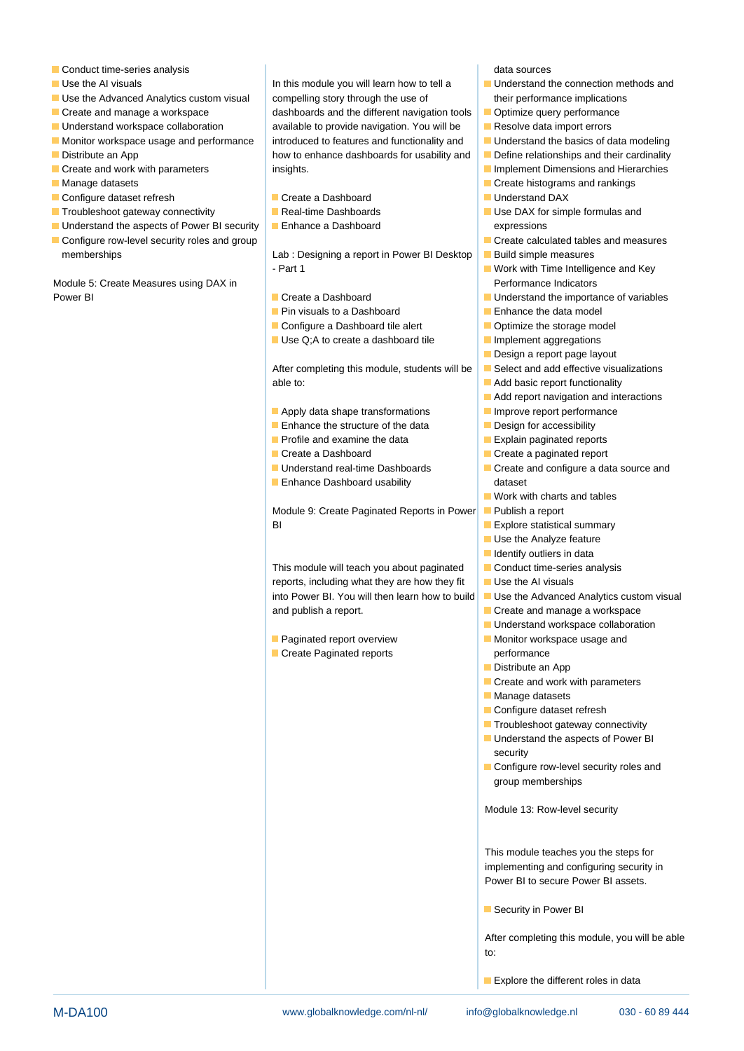- Conduct time-series analysis
- Use the AI visuals
- Use the Advanced Analytics custom visual
- Create and manage a workspace
- Understand workspace collaboration
- Monitor workspace usage and performance
- Distribute an App
- Create and work with parameters
- Manage datasets
- Configure dataset refresh
- Troubleshoot gateway connectivity
- Understand the aspects of Power BI security
- Configure row-level security roles and group memberships

Module 5: Create Measures using DAX in Power BI

In this module you will learn how to tell a compelling story through the use of dashboards and the different navigation tools available to provide navigation. You will be introduced to features and functionality and how to enhance dashboards for usability and insights.

- Create a Dashboard
- Real-time Dashboards
- Enhance a Dashboard

Lab : Designing a report in Power BI Desktop - Part 1

- Create a Dashboard
- Pin visuals to a Dashboard
- Configure a Dashboard tile alert
- Use Q;A to create a dashboard tile

After completing this module, students will be able to:

- Apply data shape transformations
- Enhance the structure of the data
- Profile and examine the data
- Create a Dashboard
- Understand real-time Dashboards
- Enhance Dashboard usability

Module 9: Create Paginated Reports in Power BI

This module will teach you about paginated reports, including what they are how they fit into Power BI. You will then learn how to build and publish a report.

- Paginated report overview
- Create Paginated reports

data sources

- Understand the connection methods and their performance implications
- Optimize query performance
- Resolve data import errors
- Understand the basics of data modeling
- Define relationships and their cardinality
- Implement Dimensions and Hierarchies
- Create histograms and rankings
- Understand DAX
- Use DAX for simple formulas and expressions
- Create calculated tables and measures
- Build simple measures
- Work with Time Intelligence and Key Performance Indicators
- Understand the importance of variables
- Enhance the data model
- Optimize the storage model
- Implement aggregations
- Design a report page layout
- Select and add effective visualizations
- Add basic report functionality
- Add report navigation and interactions
- Improve report performance
- Design for accessibility
- Explain paginated reports
- Create a paginated report
- Create and configure a data source and dataset
- Work with charts and tables
- Publish a report
- Explore statistical summary
- Use the Analyze feature
- Identify outliers in data
- Conduct time-series analysis
- Use the AI visuals
- Use the Advanced Analytics custom visual
- Create and manage a workspace
- Understand workspace collaboration
- Monitor workspace usage and performance
- Distribute an App
- Create and work with parameters
- Manage datasets
- Configure dataset refresh
- Troubleshoot gateway connectivity
- Understand the aspects of Power BI security
- Configure row-level security roles and group memberships

Module 13: Row-level security

This module teaches you the steps for implementing and configuring security in Power BI to secure Power BI assets.

- Security in Power BI

After completing this module, you will be able to:

- Explore the different roles in data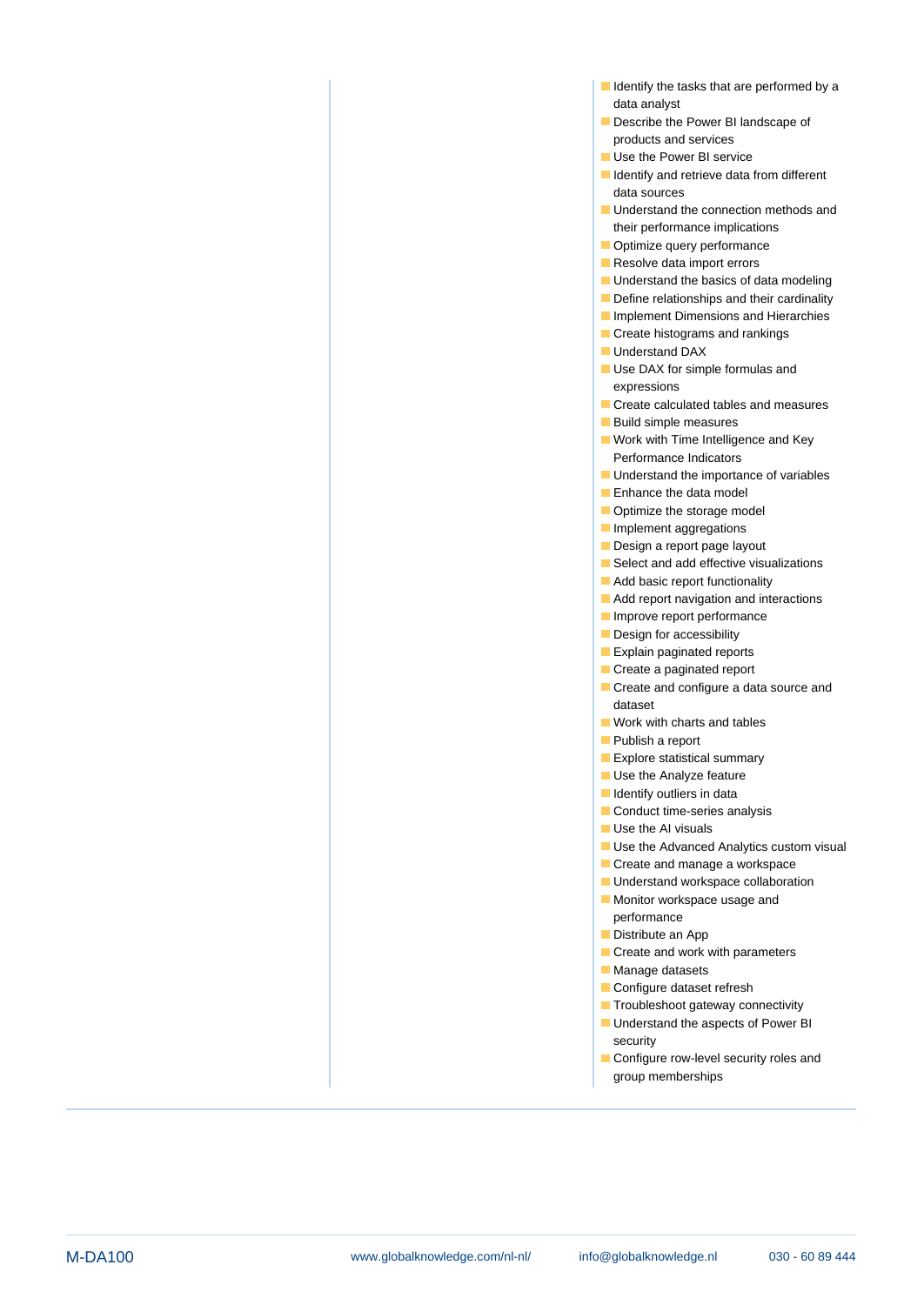- Identify the tasks that are performed by a data analyst
- Describe the Power BI landscape of products and services
- Use the Power BI service
- Identify and retrieve data from different data sources
- Understand the connection methods and their performance implications
- Optimize query performance
- Resolve data import errors
- Understand the basics of data modeling
- Define relationships and their cardinality
- Implement Dimensions and Hierarchies
- Create histograms and rankings
- Understand DAX
- Use DAX for simple formulas and expressions
- Create calculated tables and measures
- Build simple measures
- Work with Time Intelligence and Key Performance Indicators
- Understand the importance of variables
- Enhance the data model
- Optimize the storage model
- Implement aggregations
- Design a report page layout
- Select and add effective visualizations
- Add basic report functionality
- Add report navigation and interactions
- Improve report performance
- Design for accessibility
- Explain paginated reports
- Create a paginated report
- Create and configure a data source and dataset
- Work with charts and tables
- Publish a report
- Explore statistical summary
- Use the Analyze feature
- Identify outliers in data
- Conduct time-series analysis
- Use the AI visuals
- Use the Advanced Analytics custom visual
- Create and manage a workspace
- Understand workspace collaboration
- Monitor workspace usage and performance
- Distribute an App
- Create and work with parameters
- Manage datasets
- Configure dataset refresh
- Troubleshoot gateway connectivity
- Understand the aspects of Power BI security
- Configure row-level security roles and group memberships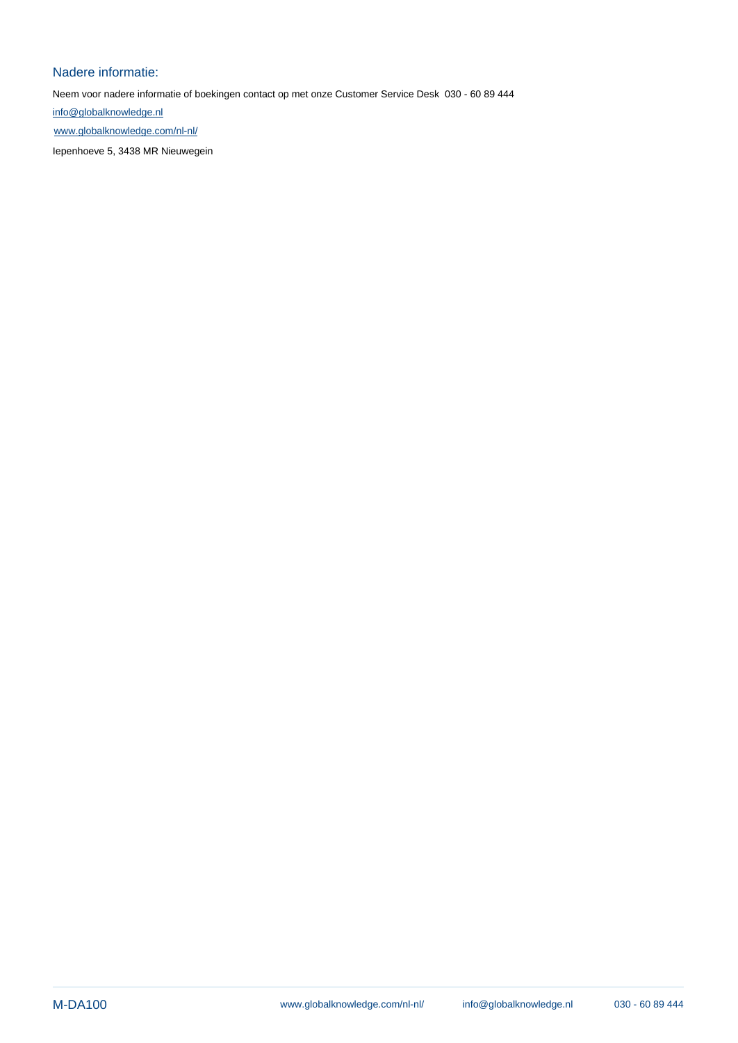## Nadere informatie:

Neem voor nadere informatie of boekingen contact op met onze Customer Service Desk 030 - 60 89 444

info@globalknowledge.nl

www.globalknowledge.com/nl-nl/

Iepenhoeve 5, 3438 MR Nieuwegein